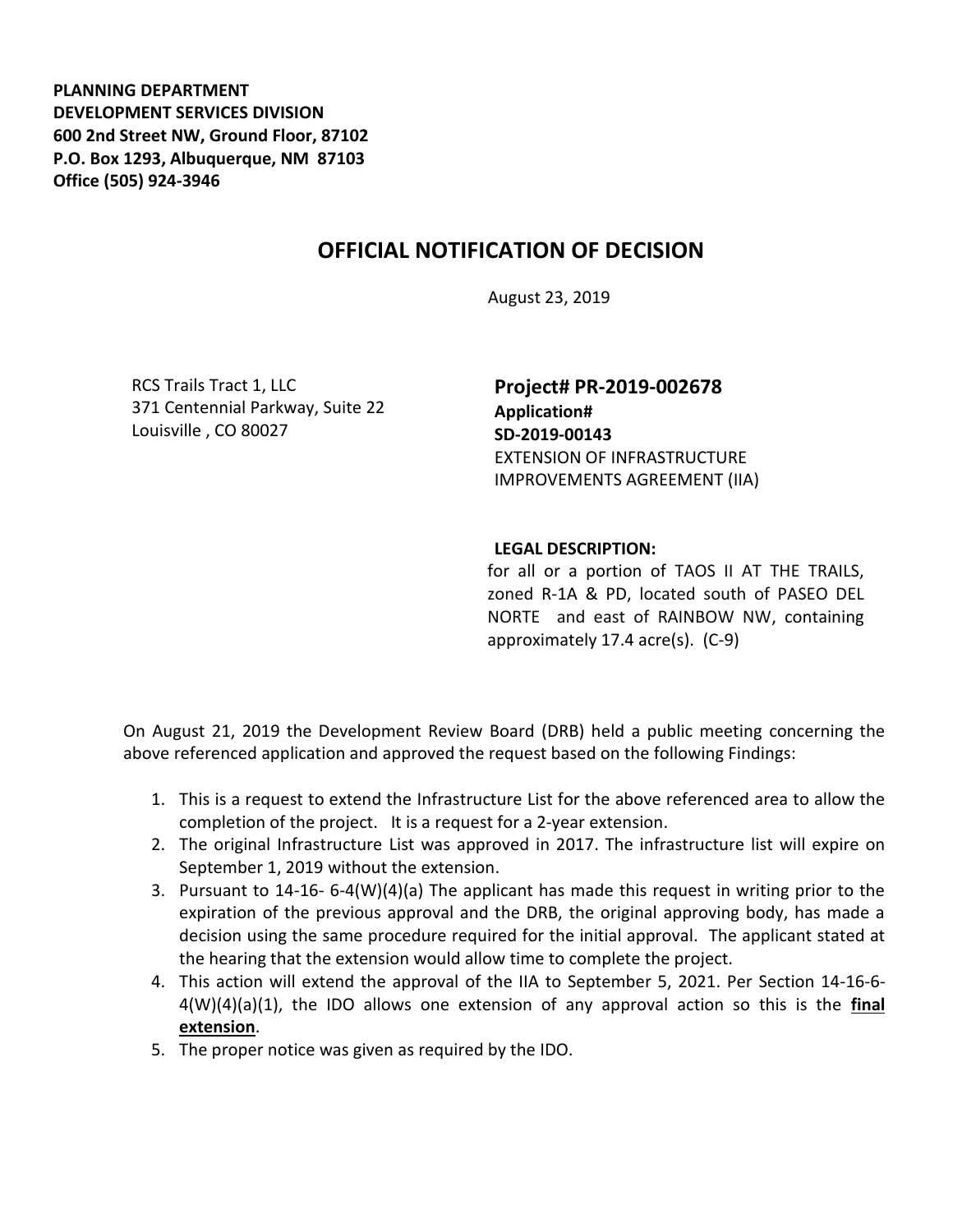**PLANNING DEPARTMENT**
**DEVELOPMENT SERVICES DIVISION**
**600 2nd Street NW, Ground Floor, 87102**
**P.O. Box 1293, Albuquerque, NM 87103**
**Office (505) 924-3946**

# OFFICIAL NOTIFICATION OF DECISION

August 23, 2019

RCS Trails Tract 1, LLC
371 Centennial Parkway, Suite 22
Louisville , CO 80027

**Project# PR-2019-002678**
**Application#**
**SD-2019-00143**
EXTENSION OF INFRASTRUCTURE IMPROVEMENTS AGREEMENT (IIA)

**LEGAL DESCRIPTION:**
for all or a portion of TAOS II AT THE TRAILS, zoned R-1A & PD, located south of PASEO DEL NORTE and east of RAINBOW NW, containing approximately 17.4 acre(s). (C-9)

On August 21, 2019 the Development Review Board (DRB) held a public meeting concerning the above referenced application and approved the request based on the following Findings:

1. This is a request to extend the Infrastructure List for the above referenced area to allow the completion of the project. It is a request for a 2-year extension.
2. The original Infrastructure List was approved in 2017. The infrastructure list will expire on September 1, 2019 without the extension.
3. Pursuant to 14-16- 6-4(W)(4)(a) The applicant has made this request in writing prior to the expiration of the previous approval and the DRB, the original approving body, has made a decision using the same procedure required for the initial approval. The applicant stated at the hearing that the extension would allow time to complete the project.
4. This action will extend the approval of the IIA to September 5, 2021. Per Section 14-16-6-4(W)(4)(a)(1), the IDO allows one extension of any approval action so this is the **final extension**.
5. The proper notice was given as required by the IDO.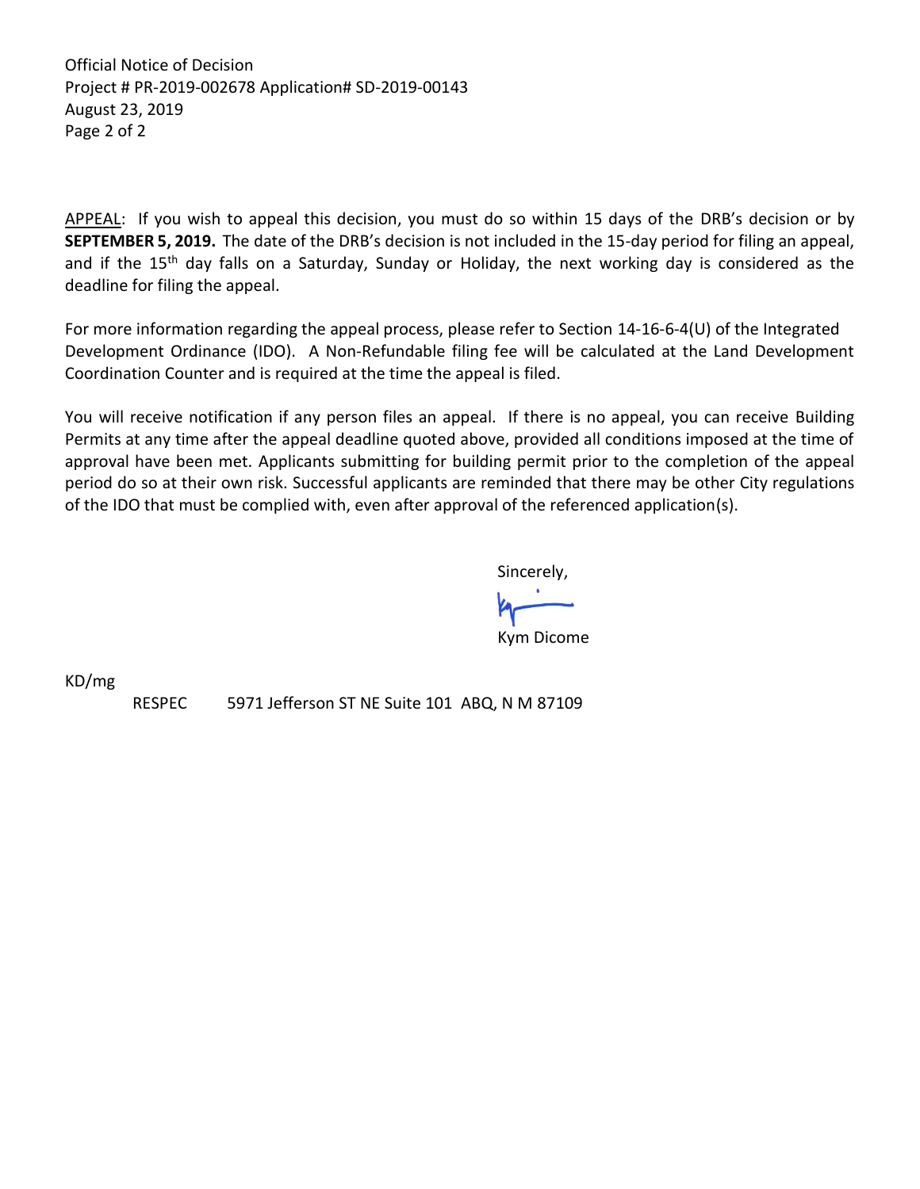APPEAL: If you wish to appeal this decision, you must do so within 15 days of the DRB's decision or by **SEPTEMBER 5, 2019.** The date of the DRB's decision is not included in the 15-day period for filing an appeal, and if the 15th day falls on a Saturday, Sunday or Holiday, the next working day is considered as the deadline for filing the appeal.

For more information regarding the appeal process, please refer to Section 14-16-6-4(U) of the Integrated Development Ordinance (IDO). A Non-Refundable filing fee will be calculated at the Land Development Coordination Counter and is required at the time the appeal is filed.

You will receive notification if any person files an appeal. If there is no appeal, you can receive Building Permits at any time after the appeal deadline quoted above, provided all conditions imposed at the time of approval have been met. Applicants submitting for building permit prior to the completion of the appeal period do so at their own risk. Successful applicants are reminded that there may be other City regulations of the IDO that must be complied with, even after approval of the referenced application(s).

Sincerely,

Kym Dicome

KD/mg

RESPEC 5971 Jefferson ST NE Suite 101 ABQ, N M 87109